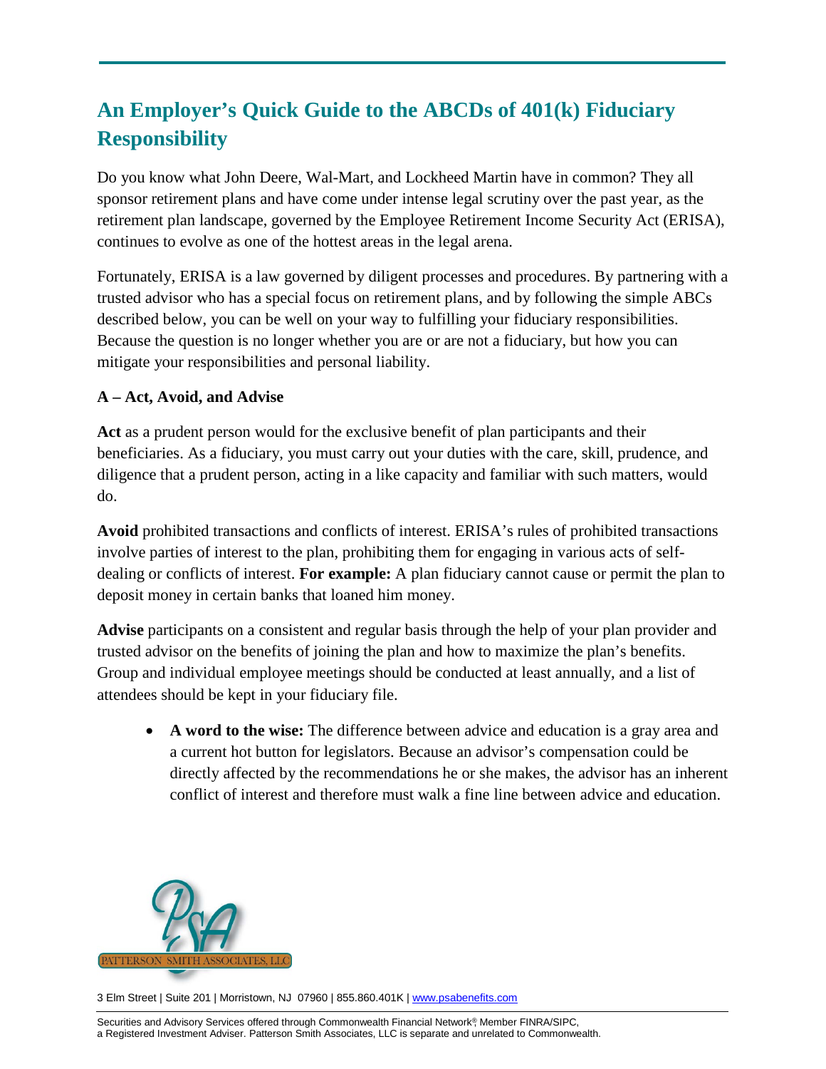# An Employer's Quick Guide to the ABCDs of 401(k) Fiduciary Responsibility

Do you know what John Deere, Wal-Mart, and Lockheed Martin have in common? They all sponsor retirement plans and have come under intense legal scrutiny over the past year, as the retirement plan landscape, governed by the Employee Retirement Income Security Act (ERISA), continues to evolve as one of the hottest areas in the legal arena.

Fortunately, ERISA is a law governed by diligent processes and procedures. By partnering with a trusted advisor who has a special focus on retirement plans, and by following the simple ABCs described below, you can be well on your way to fulfilling your fiduciary responsibilities. Because the question is no longer whether you are or are not a fiduciary, but how you can mitigate your responsibilities and personal liability.

**A – Act, Avoid, and Advise**

**Act** as a prudent person would for the exclusive benefit of plan participants and their beneficiaries. As a fiduciary, you must carry out your duties with the care, skill, prudence, and diligence that a prudent person, acting in a like capacity and familiar with such matters, would do.

**Avoid** prohibited transactions and conflicts of interest. ERISA's rules of prohibited transactions involve parties of interest to the plan, prohibiting them for engaging in various acts of self-dealing or conflicts of interest. **For example:** A plan fiduciary cannot cause or permit the plan to deposit money in certain banks that loaned him money.

**Advise** participants on a consistent and regular basis through the help of your plan provider and trusted advisor on the benefits of joining the plan and how to maximize the plan's benefits. Group and individual employee meetings should be conducted at least annually, and a list of attendees should be kept in your fiduciary file.

- **A word to the wise:** The difference between advice and education is a gray area and a current hot button for legislators. Because an advisor's compensation could be directly affected by the recommendations he or she makes, the advisor has an inherent conflict of interest and therefore must walk a fine line between advice and education.

PATTERSON SMITH ASSOCIATES, LLC

3 Elm Street | Suite 201 | Morristown, NJ 07960 | 855.860.401K | www.psabenefits.com

Securities and Advisory Services offered through Commonwealth Financial Network®, Member FINRA/SIPC, a Registered Investment Adviser. Patterson Smith Associates, LLC is separate and unrelated to Commonwealth.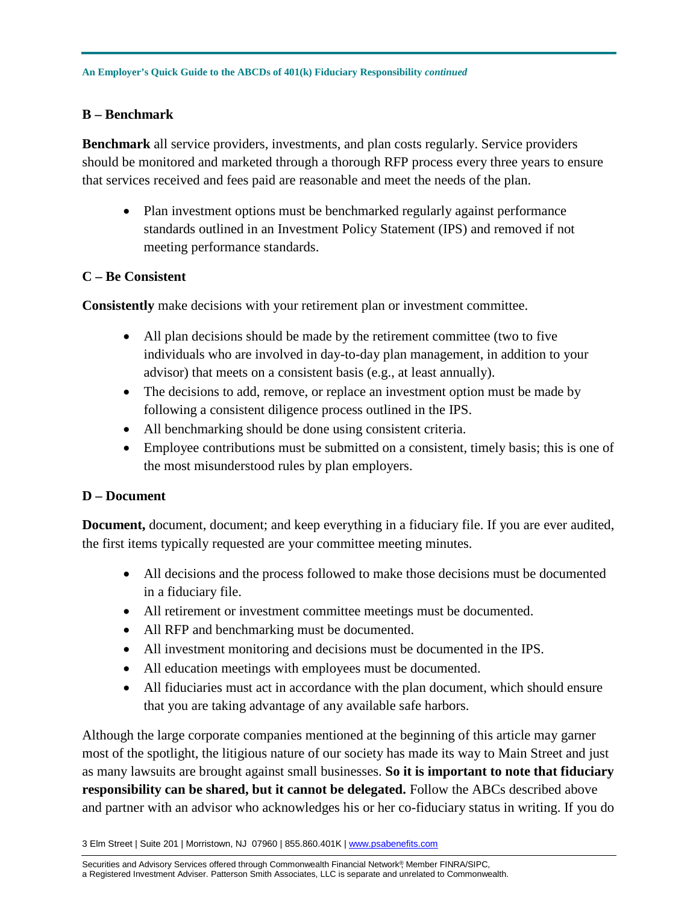## B – Benchmark

**Benchmark** all service providers, investments, and plan costs regularly. Service providers should be monitored and marketed through a thorough RFP process every three years to ensure that services received and fees paid are reasonable and meet the needs of the plan.

- Plan investment options must be benchmarked regularly against performance standards outlined in an Investment Policy Statement (IPS) and removed if not meeting performance standards.

## C – Be Consistent

**Consistently** make decisions with your retirement plan or investment committee.

- All plan decisions should be made by the retirement committee (two to five individuals who are involved in day-to-day plan management, in addition to your advisor) that meets on a consistent basis (e.g., at least annually).
- The decisions to add, remove, or replace an investment option must be made by following a consistent diligence process outlined in the IPS.
- All benchmarking should be done using consistent criteria.
- Employee contributions must be submitted on a consistent, timely basis; this is one of the most misunderstood rules by plan employers.

## D – Document

**Document,** document, document; and keep everything in a fiduciary file. If you are ever audited, the first items typically requested are your committee meeting minutes.

- All decisions and the process followed to make those decisions must be documented in a fiduciary file.
- All retirement or investment committee meetings must be documented.
- All RFP and benchmarking must be documented.
- All investment monitoring and decisions must be documented in the IPS.
- All education meetings with employees must be documented.
- All fiduciaries must act in accordance with the plan document, which should ensure that you are taking advantage of any available safe harbors.

Although the large corporate companies mentioned at the beginning of this article may garner most of the spotlight, the litigious nature of our society has made its way to Main Street and just as many lawsuits are brought against small businesses. **So it is important to note that fiduciary responsibility can be shared, but it cannot be delegated.** Follow the ABCs described above and partner with an advisor who acknowledges his or her co-fiduciary status in writing. If you do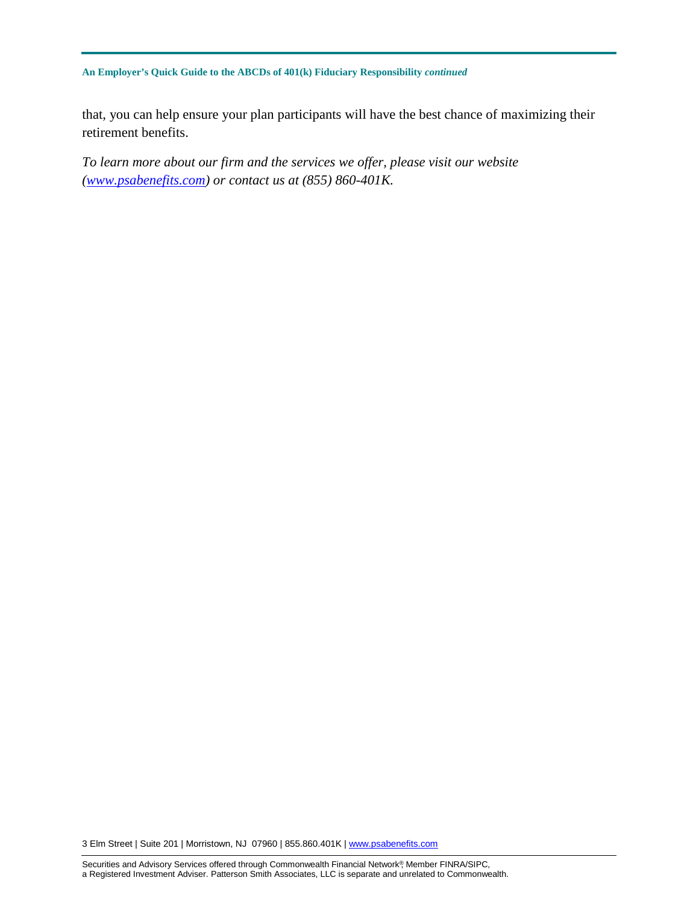that, you can help ensure your plan participants will have the best chance of maximizing their retirement benefits.

*To learn more about our firm and the services we offer, please visit our website ([www.psabenefits.com](http://www.psabenefits.com)) or contact us at (855) 860-401K.*

3 Elm Street | Suite 201 | Morristown, NJ 07960 | 855.860.401K | [www.psabenefits.com](http://www.psabenefits.com)

Securities and Advisory Services offered through Commonwealth Financial Network®, Member FINRA/SIPC, a Registered Investment Adviser. Patterson Smith Associates, LLC is separate and unrelated to Commonwealth.